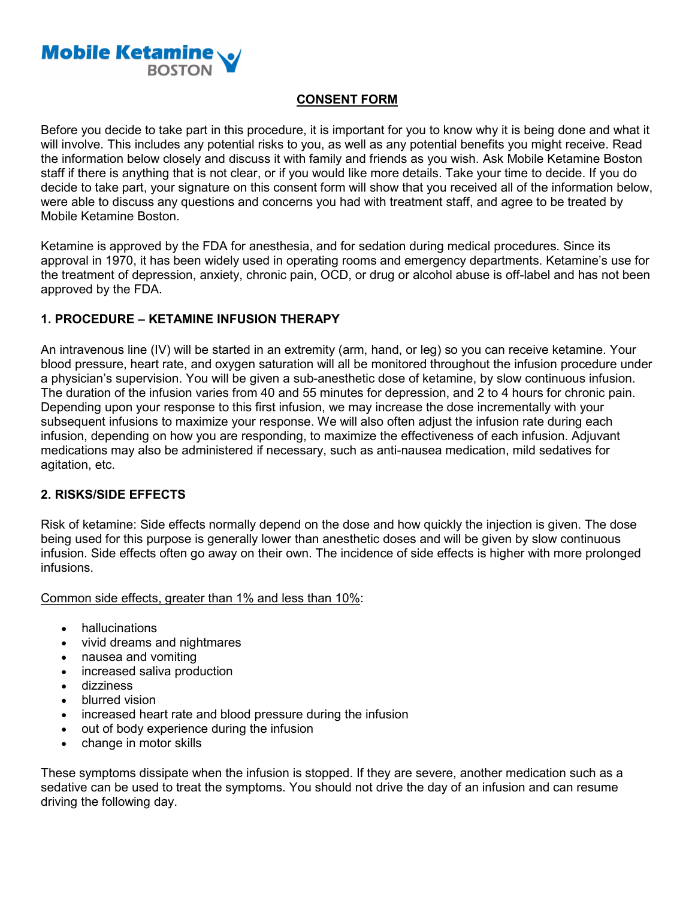Mobile Ketamine BOSTON

# CONSENT FORM

Before you decide to take part in this procedure, it is important for you to know why it is being done and what it will involve. This includes any potential risks to you, as well as any potential benefits you might receive. Read the information below closely and discuss it with family and friends as you wish. Ask Mobile Ketamine Boston staff if there is anything that is not clear, or if you would like more details. Take your time to decide. If you do decide to take part, your signature on this consent form will show that you received all of the information below, were able to discuss any questions and concerns you had with treatment staff, and agree to be treated by Mobile Ketamine Boston.

Ketamine is approved by the FDA for anesthesia, and for sedation during medical procedures. Since its approval in 1970, it has been widely used in operating rooms and emergency departments. Ketamine's use for the treatment of depression, anxiety, chronic pain, OCD, or drug or alcohol abuse is off-label and has not been approved by the FDA.

## 1. PROCEDURE – KETAMINE INFUSION THERAPY

An intravenous line (IV) will be started in an extremity (arm, hand, or leg) so you can receive ketamine. Your blood pressure, heart rate, and oxygen saturation will all be monitored throughout the infusion procedure under a physician's supervision. You will be given a sub-anesthetic dose of ketamine, by slow continuous infusion. The duration of the infusion varies from 40 and 55 minutes for depression, and 2 to 4 hours for chronic pain. Depending upon your response to this first infusion, we may increase the dose incrementally with your subsequent infusions to maximize your response. We will also often adjust the infusion rate during each infusion, depending on how you are responding, to maximize the effectiveness of each infusion. Adjuvant medications may also be administered if necessary, such as anti-nausea medication, mild sedatives for agitation, etc.

## 2. RISKS/SIDE EFFECTS

Risk of ketamine: Side effects normally depend on the dose and how quickly the injection is given. The dose being used for this purpose is generally lower than anesthetic doses and will be given by slow continuous infusion. Side effects often go away on their own. The incidence of side effects is higher with more prolonged infusions.

<u>Common side effects, greater than 1% and less than 10%</u>:

- hallucinations
- vivid dreams and nightmares
- nausea and vomiting
- increased saliva production
- dizziness
- blurred vision
- increased heart rate and blood pressure during the infusion
- out of body experience during the infusion
- change in motor skills

These symptoms dissipate when the infusion is stopped. If they are severe, another medication such as a sedative can be used to treat the symptoms. You should not drive the day of an infusion and can resume driving the following day.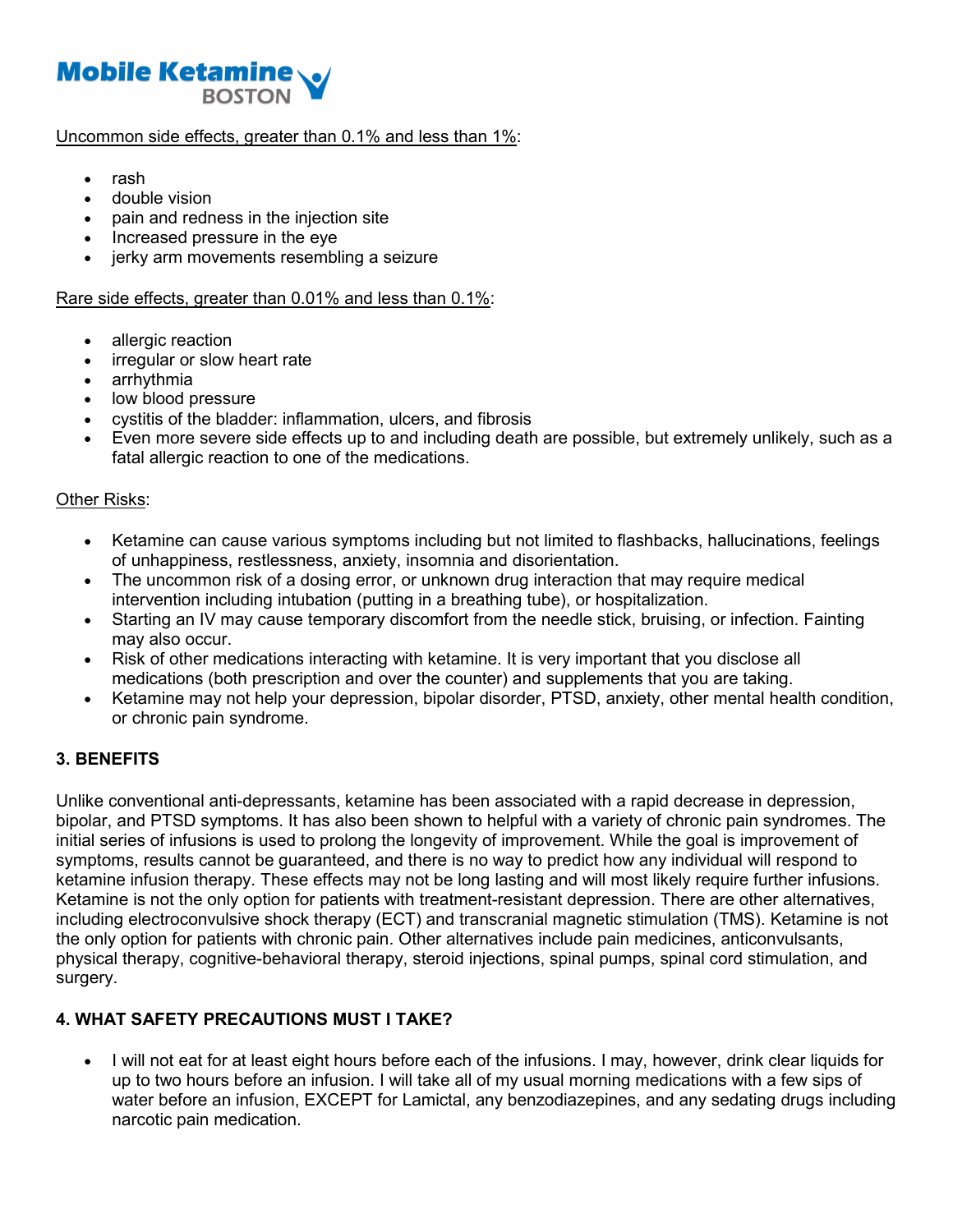Uncommon side effects, greater than 0.1% and less than 1%:

- rash
- double vision
- pain and redness in the injection site
- Increased pressure in the eye
- jerky arm movements resembling a seizure

Rare side effects, greater than 0.01% and less than 0.1%:

- allergic reaction
- irregular or slow heart rate
- arrhythmia
- low blood pressure
- cystitis of the bladder: inflammation, ulcers, and fibrosis
- Even more severe side effects up to and including death are possible, but extremely unlikely, such as a fatal allergic reaction to one of the medications.

Other Risks:

- Ketamine can cause various symptoms including but not limited to flashbacks, hallucinations, feelings of unhappiness, restlessness, anxiety, insomnia and disorientation.
- The uncommon risk of a dosing error, or unknown drug interaction that may require medical intervention including intubation (putting in a breathing tube), or hospitalization.
- Starting an IV may cause temporary discomfort from the needle stick, bruising, or infection. Fainting may also occur.
- Risk of other medications interacting with ketamine. It is very important that you disclose all medications (both prescription and over the counter) and supplements that you are taking.
- Ketamine may not help your depression, bipolar disorder, PTSD, anxiety, other mental health condition, or chronic pain syndrome.

## 3. BENEFITS

Unlike conventional anti-depressants, ketamine has been associated with a rapid decrease in depression, bipolar, and PTSD symptoms. It has also been shown to helpful with a variety of chronic pain syndromes. The initial series of infusions is used to prolong the longevity of improvement. While the goal is improvement of symptoms, results cannot be guaranteed, and there is no way to predict how any individual will respond to ketamine infusion therapy. These effects may not be long lasting and will most likely require further infusions. Ketamine is not the only option for patients with treatment-resistant depression. There are other alternatives, including electroconvulsive shock therapy (ECT) and transcranial magnetic stimulation (TMS). Ketamine is not the only option for patients with chronic pain. Other alternatives include pain medicines, anticonvulsants, physical therapy, cognitive-behavioral therapy, steroid injections, spinal pumps, spinal cord stimulation, and surgery.

## 4. WHAT SAFETY PRECAUTIONS MUST I TAKE?

- I will not eat for at least eight hours before each of the infusions. I may, however, drink clear liquids for up to two hours before an infusion. I will take all of my usual morning medications with a few sips of water before an infusion, EXCEPT for Lamictal, any benzodiazepines, and any sedating drugs including narcotic pain medication.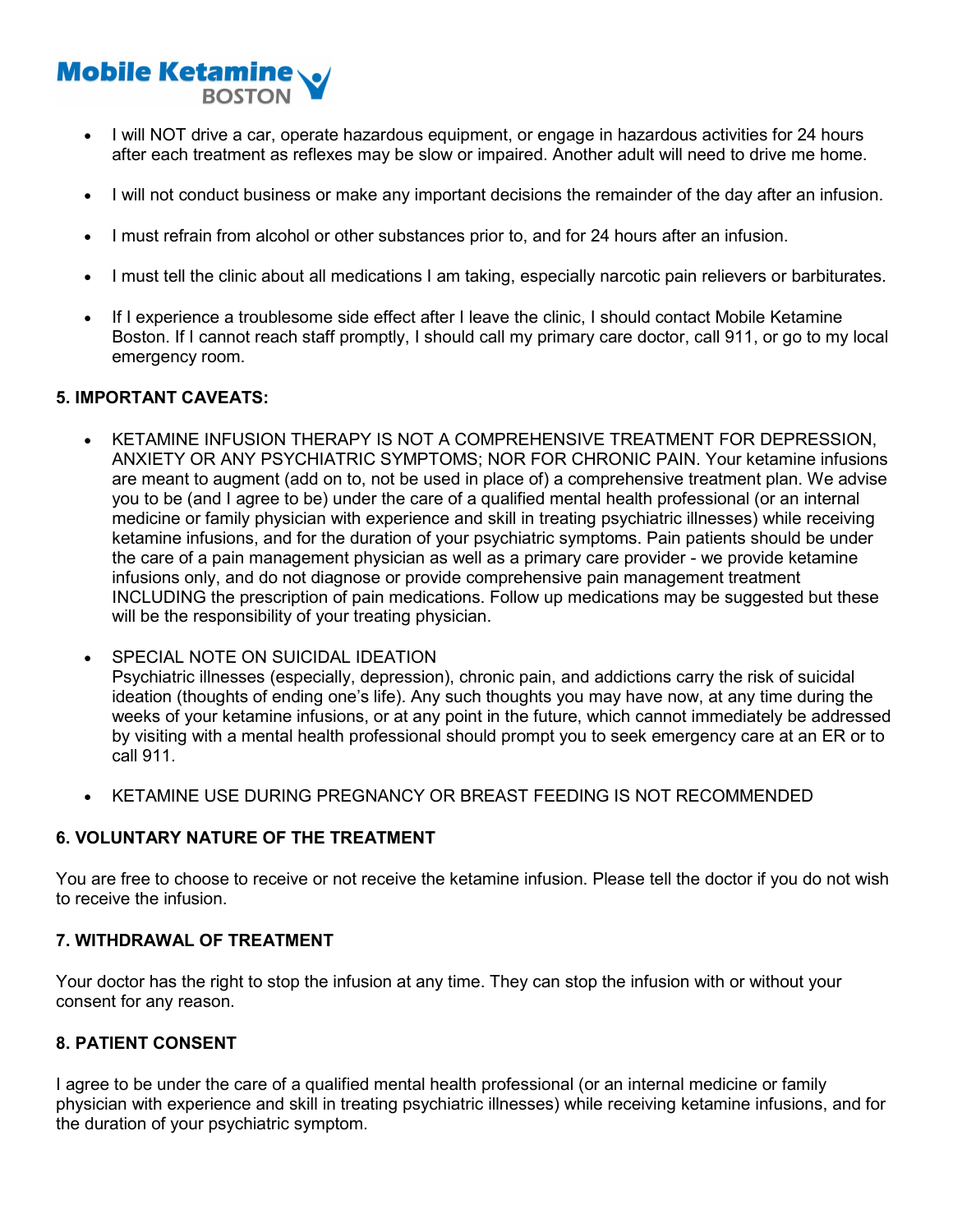- I will NOT drive a car, operate hazardous equipment, or engage in hazardous activities for 24 hours after each treatment as reflexes may be slow or impaired. Another adult will need to drive me home.

- I will not conduct business or make any important decisions the remainder of the day after an infusion.

- I must refrain from alcohol or other substances prior to, and for 24 hours after an infusion.

- I must tell the clinic about all medications I am taking, especially narcotic pain relievers or barbiturates.

- If I experience a troublesome side effect after I leave the clinic, I should contact Mobile Ketamine Boston. If I cannot reach staff promptly, I should call my primary care doctor, call 911, or go to my local emergency room.

**5. IMPORTANT CAVEATS:**

- KETAMINE INFUSION THERAPY IS NOT A COMPREHENSIVE TREATMENT FOR DEPRESSION, ANXIETY OR ANY PSYCHIATRIC SYMPTOMS; NOR FOR CHRONIC PAIN. Your ketamine infusions are meant to augment (add on to, not be used in place of) a comprehensive treatment plan. We advise you to be (and I agree to be) under the care of a qualified mental health professional (or an internal medicine or family physician with experience and skill in treating psychiatric illnesses) while receiving ketamine infusions, and for the duration of your psychiatric symptoms. Pain patients should be under the care of a pain management physician as well as a primary care provider - we provide ketamine infusions only, and do not diagnose or provide comprehensive pain management treatment INCLUDING the prescription of pain medications. Follow up medications may be suggested but these will be the responsibility of your treating physician.

- SPECIAL NOTE ON SUICIDAL IDEATION
  Psychiatric illnesses (especially, depression), chronic pain, and addictions carry the risk of suicidal ideation (thoughts of ending one's life). Any such thoughts you may have now, at any time during the weeks of your ketamine infusions, or at any point in the future, which cannot immediately be addressed by visiting with a mental health professional should prompt you to seek emergency care at an ER or to call 911.

- KETAMINE USE DURING PREGNANCY OR BREAST FEEDING IS NOT RECOMMENDED

**6. VOLUNTARY NATURE OF THE TREATMENT**

You are free to choose to receive or not receive the ketamine infusion. Please tell the doctor if you do not wish to receive the infusion.

**7. WITHDRAWAL OF TREATMENT**

Your doctor has the right to stop the infusion at any time. They can stop the infusion with or without your consent for any reason.

**8. PATIENT CONSENT**

I agree to be under the care of a qualified mental health professional (or an internal medicine or family physician with experience and skill in treating psychiatric illnesses) while receiving ketamine infusions, and for the duration of your psychiatric symptom.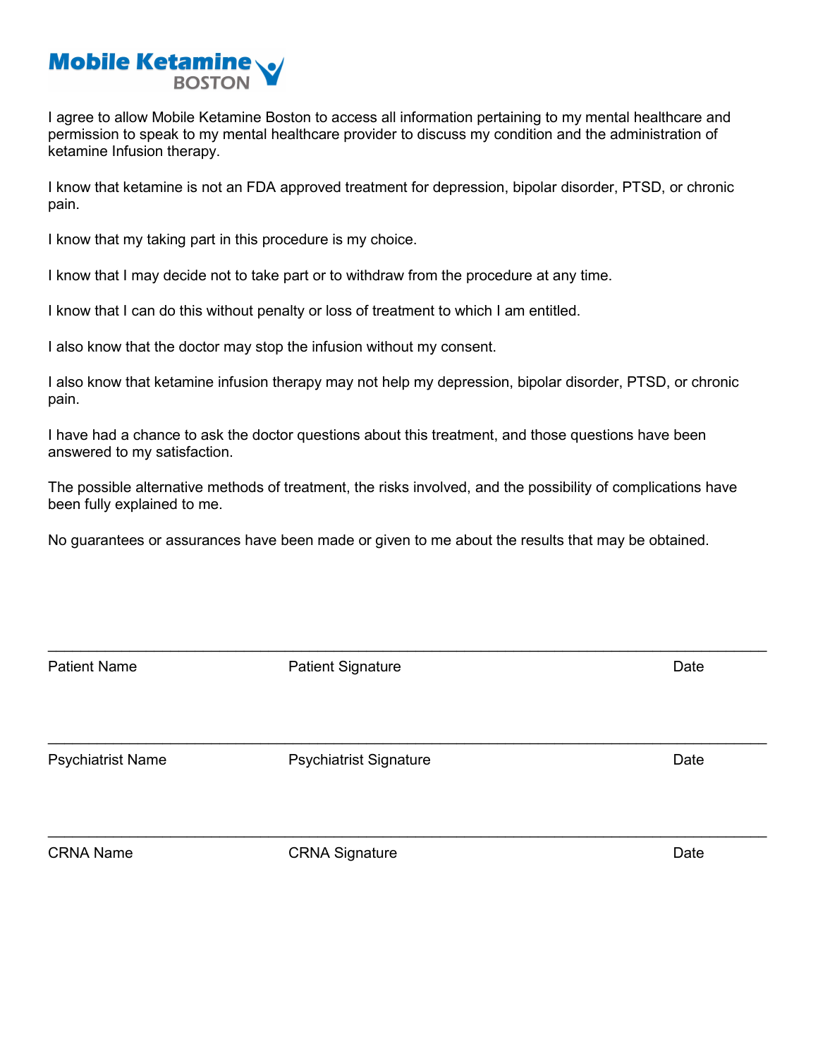Mobile Ketamine BOSTON

I agree to allow Mobile Ketamine Boston to access all information pertaining to my mental healthcare and permission to speak to my mental healthcare provider to discuss my condition and the administration of ketamine Infusion therapy.

I know that ketamine is not an FDA approved treatment for depression, bipolar disorder, PTSD, or chronic pain.

I know that my taking part in this procedure is my choice.

I know that I may decide not to take part or to withdraw from the procedure at any time.

I know that I can do this without penalty or loss of treatment to which I am entitled.

I also know that the doctor may stop the infusion without my consent.

I also know that ketamine infusion therapy may not help my depression, bipolar disorder, PTSD, or chronic pain.

I have had a chance to ask the doctor questions about this treatment, and those questions have been answered to my satisfaction.

The possible alternative methods of treatment, the risks involved, and the possibility of complications have been fully explained to me.

No guarantees or assurances have been made or given to me about the results that may be obtained.

______________________________________________________________________________

Patient Name | Patient Signature | Date

______________________________________________________________________________

Psychiatrist Name | Psychiatrist Signature | Date

______________________________________________________________________________

CRNA Name | CRNA Signature | Date